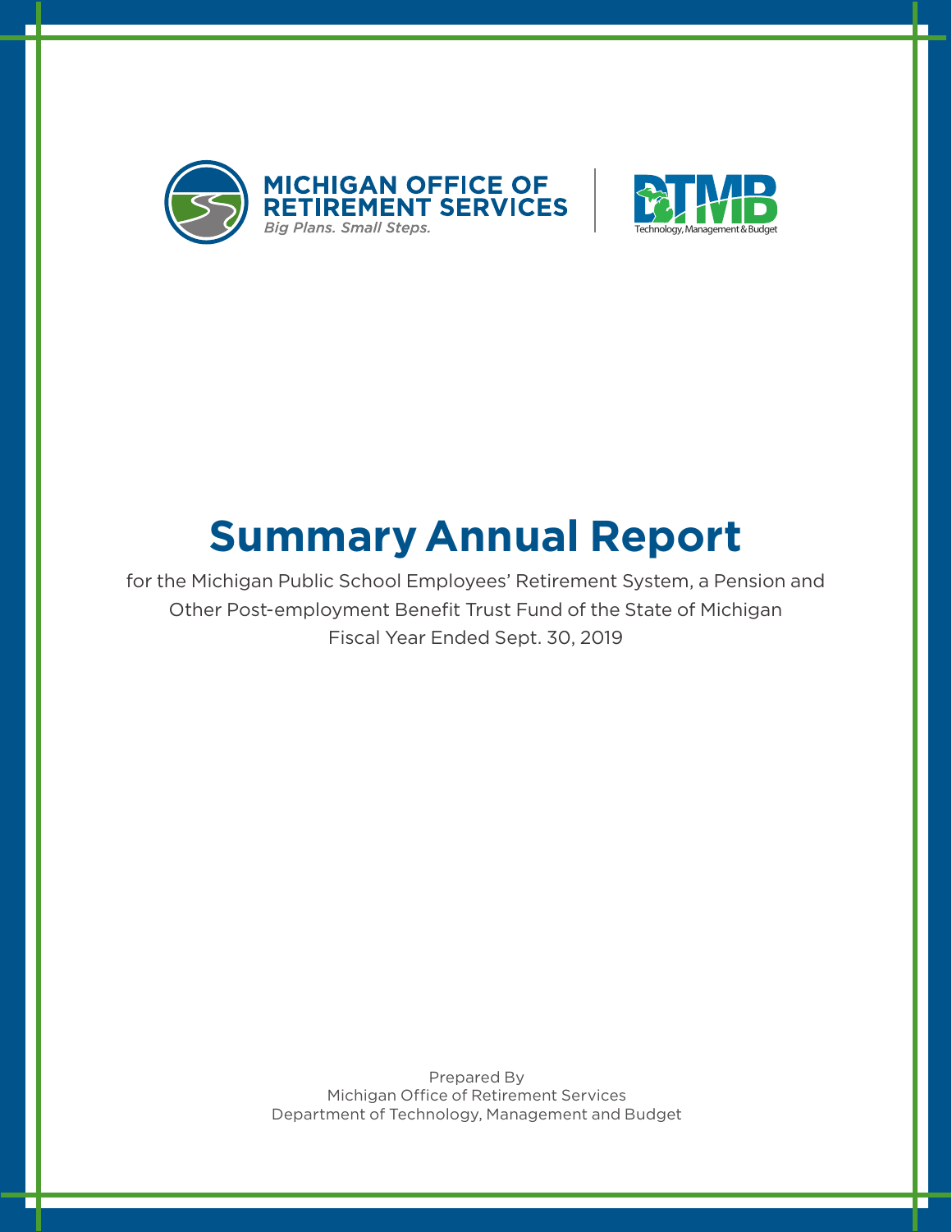MICHIGAN OFFICE OF RETIREMENT SERVICES
*Big Plans. Small Steps.*

DTMB
Technology, Management & Budget

# Summary Annual Report

for the Michigan Public School Employees' Retirement System, a Pension and Other Post-employment Benefit Trust Fund of the State of Michigan
Fiscal Year Ended Sept. 30, 2019

Prepared By
Michigan Office of Retirement Services
Department of Technology, Management and Budget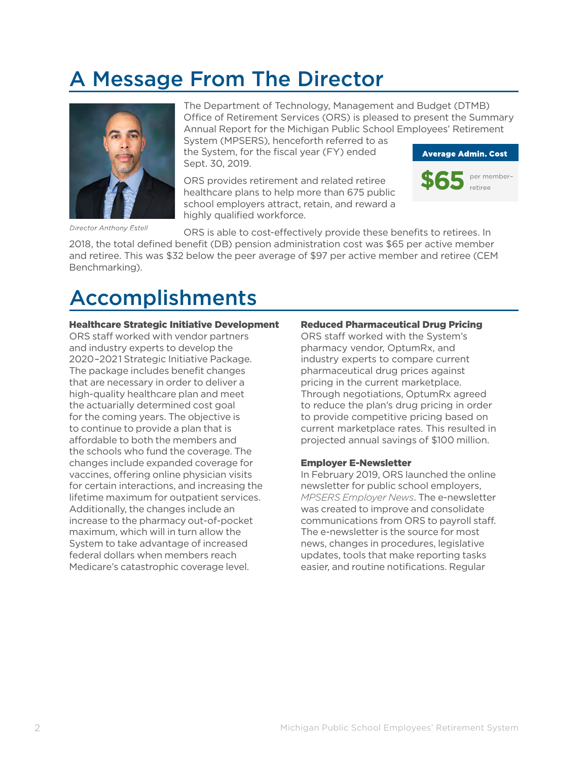# A Message From The Director

Director Anthony Estell

The Department of Technology, Management and Budget (DTMB) Office of Retirement Services (ORS) is pleased to present the Summary Annual Report for the Michigan Public School Employees' Retirement System (MPSERS), henceforth referred to as the System, for the fiscal year (FY) ended Sept. 30, 2019.

**Average Admin. Cost**

**$65** per member–retiree

ORS provides retirement and related retiree healthcare plans to help more than 675 public school employers attract, retain, and reward a highly qualified workforce.

ORS is able to cost-effectively provide these benefits to retirees. In 2018, the total defined benefit (DB) pension administration cost was $65 per active member and retiree. This was $32 below the peer average of $97 per active member and retiree (CEM Benchmarking).

# Accomplishments

**Healthcare Strategic Initiative Development**
ORS staff worked with vendor partners and industry experts to develop the 2020–2021 Strategic Initiative Package. The package includes benefit changes that are necessary in order to deliver a high-quality healthcare plan and meet the actuarially determined cost goal for the coming years. The objective is to continue to provide a plan that is affordable to both the members and the schools who fund the coverage. The changes include expanded coverage for vaccines, offering online physician visits for certain interactions, and increasing the lifetime maximum for outpatient services. Additionally, the changes include an increase to the pharmacy out-of-pocket maximum, which will in turn allow the System to take advantage of increased federal dollars when members reach Medicare's catastrophic coverage level.

**Reduced Pharmaceutical Drug Pricing**
ORS staff worked with the System's pharmacy vendor, OptumRx, and industry experts to compare current pharmaceutical drug prices against pricing in the current marketplace. Through negotiations, OptumRx agreed to reduce the plan's drug pricing in order to provide competitive pricing based on current marketplace rates. This resulted in projected annual savings of $100 million.

**Employer E-Newsletter**
In February 2019, ORS launched the online newsletter for public school employers, *MPSERS Employer News*. The e-newsletter was created to improve and consolidate communications from ORS to payroll staff. The e-newsletter is the source for most news, changes in procedures, legislative updates, tools that make reporting tasks easier, and routine notifications. Regular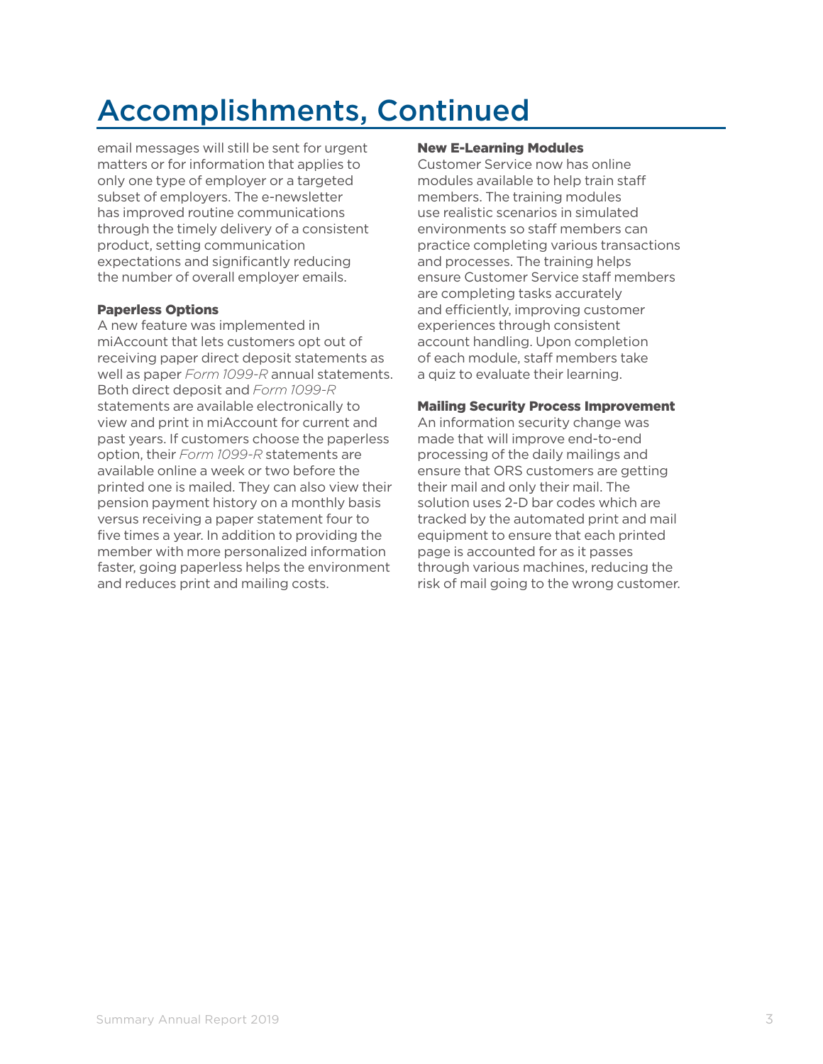# Accomplishments, Continued

email messages will still be sent for urgent matters or for information that applies to only one type of employer or a targeted subset of employers. The e-newsletter has improved routine communications through the timely delivery of a consistent product, setting communication expectations and significantly reducing the number of overall employer emails.

**Paperless Options**

A new feature was implemented in miAccount that lets customers opt out of receiving paper direct deposit statements as well as paper *Form 1099-R* annual statements. Both direct deposit and *Form 1099-R* statements are available electronically to view and print in miAccount for current and past years. If customers choose the paperless option, their *Form 1099-R* statements are available online a week or two before the printed one is mailed. They can also view their pension payment history on a monthly basis versus receiving a paper statement four to five times a year. In addition to providing the member with more personalized information faster, going paperless helps the environment and reduces print and mailing costs.

**New E-Learning Modules**

Customer Service now has online modules available to help train staff members. The training modules use realistic scenarios in simulated environments so staff members can practice completing various transactions and processes. The training helps ensure Customer Service staff members are completing tasks accurately and efficiently, improving customer experiences through consistent account handling. Upon completion of each module, staff members take a quiz to evaluate their learning.

**Mailing Security Process Improvement**

An information security change was made that will improve end-to-end processing of the daily mailings and ensure that ORS customers are getting their mail and only their mail. The solution uses 2-D bar codes which are tracked by the automated print and mail equipment to ensure that each printed page is accounted for as it passes through various machines, reducing the risk of mail going to the wrong customer.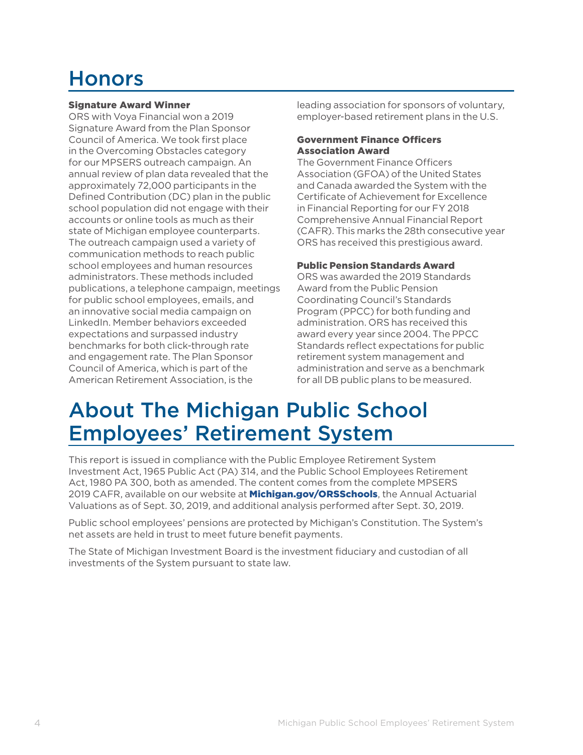# Honors

### Signature Award Winner

ORS with Voya Financial won a 2019 Signature Award from the Plan Sponsor Council of America. We took first place in the Overcoming Obstacles category for our MPSERS outreach campaign. An annual review of plan data revealed that the approximately 72,000 participants in the Defined Contribution (DC) plan in the public school population did not engage with their accounts or online tools as much as their state of Michigan employee counterparts. The outreach campaign used a variety of communication methods to reach public school employees and human resources administrators. These methods included publications, a telephone campaign, meetings for public school employees, emails, and an innovative social media campaign on LinkedIn. Member behaviors exceeded expectations and surpassed industry benchmarks for both click-through rate and engagement rate. The Plan Sponsor Council of America, which is part of the American Retirement Association, is the leading association for sponsors of voluntary, employer-based retirement plans in the U.S.

### Government Finance Officers Association Award

The Government Finance Officers Association (GFOA) of the United States and Canada awarded the System with the Certificate of Achievement for Excellence in Financial Reporting for our FY 2018 Comprehensive Annual Financial Report (CAFR). This marks the 28th consecutive year ORS has received this prestigious award.

### Public Pension Standards Award

ORS was awarded the 2019 Standards Award from the Public Pension Coordinating Council's Standards Program (PPCC) for both funding and administration. ORS has received this award every year since 2004. The PPCC Standards reflect expectations for public retirement system management and administration and serve as a benchmark for all DB public plans to be measured.

# About The Michigan Public School Employees' Retirement System

This report is issued in compliance with the Public Employee Retirement System Investment Act, 1965 Public Act (PA) 314, and the Public School Employees Retirement Act, 1980 PA 300, both as amended. The content comes from the complete MPSERS 2019 CAFR, available on our website at **Michigan.gov/ORSSchools**, the Annual Actuarial Valuations as of Sept. 30, 2019, and additional analysis performed after Sept. 30, 2019.

Public school employees' pensions are protected by Michigan's Constitution. The System's net assets are held in trust to meet future benefit payments.

The State of Michigan Investment Board is the investment fiduciary and custodian of all investments of the System pursuant to state law.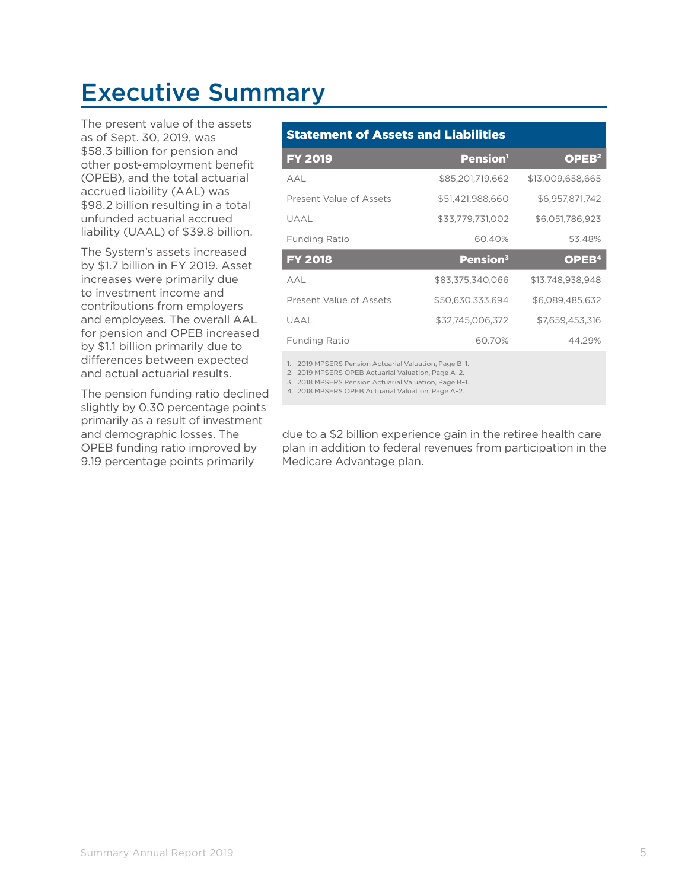# Executive Summary

The present value of the assets as of Sept. 30, 2019, was $58.3 billion for pension and other post-employment benefit (OPEB), and the total actuarial accrued liability (AAL) was $98.2 billion resulting in a total unfunded actuarial accrued liability (UAAL) of $39.8 billion.

The System's assets increased by $1.7 billion in FY 2019. Asset increases were primarily due to investment income and contributions from employers and employees. The overall AAL for pension and OPEB increased by $1.1 billion primarily due to differences between expected and actual actuarial results.

The pension funding ratio declined slightly by 0.30 percentage points primarily as a result of investment and demographic losses. The OPEB funding ratio improved by 9.19 percentage points primarily due to a $2 billion experience gain in the retiree health care plan in addition to federal revenues from participation in the Medicare Advantage plan.

**Statement of Assets and Liabilities**

| FY 2019 | Pension[1] | OPEB[2] |
|---|---|---|
| AAL | $85,201,719,662 | $13,009,658,665 |
| Present Value of Assets | $51,421,988,660 | $6,957,871,742 |
| UAAL | $33,779,731,002 | $6,051,786,923 |
| Funding Ratio | 60.40% | 53.48% |
| **FY 2018** | **Pension[3]** | **OPEB[4]** |
| AAL | $83,375,340,066 | $13,748,938,948 |
| Present Value of Assets | $50,630,333,694 | $6,089,485,632 |
| UAAL | $32,745,006,372 | $7,659,453,316 |
| Funding Ratio | 60.70% | 44.29% |

1. 2019 MPSERS Pension Actuarial Valuation, Page B–1.
2. 2019 MPSERS OPEB Actuarial Valuation, Page A–2.
3. 2018 MPSERS Pension Actuarial Valuation, Page B–1.
4. 2018 MPSERS OPEB Actuarial Valuation, Page A–2.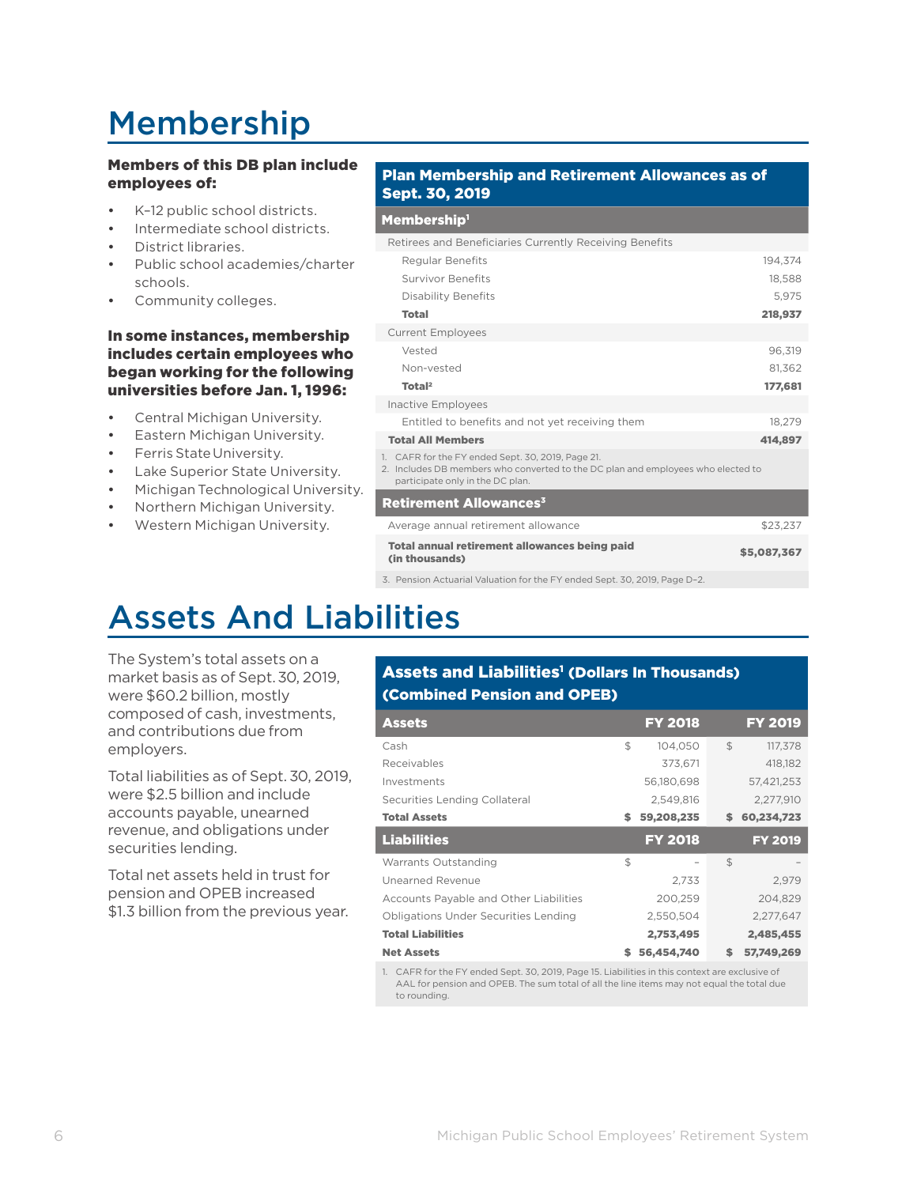# Membership

**Members of this DB plan include employees of:**

- K–12 public school districts.
- Intermediate school districts.
- District libraries.
- Public school academies/charter schools.
- Community colleges.

**In some instances, membership includes certain employees who began working for the following universities before Jan. 1, 1996:**

- Central Michigan University.
- Eastern Michigan University.
- Ferris State University.
- Lake Superior State University.
- Michigan Technological University.
- Northern Michigan University.
- Western Michigan University.

**Plan Membership and Retirement Allowances as of Sept. 30, 2019**

| Membership[1] | |
|---|---|
| Retirees and Beneficiaries Currently Receiving Benefits | |
| Regular Benefits | 194,374 |
| Survivor Benefits | 18,588 |
| Disability Benefits | 5,975 |
| **Total** | **218,937** |
| Current Employees | |
| Vested | 96,319 |
| Non-vested | 81,362 |
| **Total[2]** | **177,681** |
| Inactive Employees | |
| Entitled to benefits and not yet receiving them | 18,279 |
| **Total All Members** | **414,897** |

1. CAFR for the FY ended Sept. 30, 2019, Page 21.
2. Includes DB members who converted to the DC plan and employees who elected to participate only in the DC plan.

| Retirement Allowances[3] | |
|---|---|
| Average annual retirement allowance | $23,237 |
| **Total annual retirement allowances being paid (in thousands)** | **$5,087,367** |

3. Pension Actuarial Valuation for the FY ended Sept. 30, 2019, Page D-2.

# Assets And Liabilities

The System's total assets on a market basis as of Sept. 30, 2019, were $60.2 billion, mostly composed of cash, investments, and contributions due from employers.

Total liabilities as of Sept. 30, 2019, were $2.5 billion and include accounts payable, unearned revenue, and obligations under securities lending.

Total net assets held in trust for pension and OPEB increased $1.3 billion from the previous year.

**Assets and Liabilities[1] (Dollars In Thousands) (Combined Pension and OPEB)**

| Assets | FY 2018 | FY 2019 |
|---|---|---|
| Cash | $ 104,050 | $ 117,378 |
| Receivables | 373,671 | 418,182 |
| Investments | 56,180,698 | 57,421,253 |
| Securities Lending Collateral | 2,549,816 | 2,277,910 |
| **Total Assets** | **$ 59,208,235** | **$ 60,234,723** |
| **Liabilities** | **FY 2018** | **FY 2019** |
| Warrants Outstanding | $ – | $ – |
| Unearned Revenue | 2,733 | 2,979 |
| Accounts Payable and Other Liabilities | 200,259 | 204,829 |
| Obligations Under Securities Lending | 2,550,504 | 2,277,647 |
| **Total Liabilities** | **2,753,495** | **2,485,455** |
| **Net Assets** | **$ 56,454,740** | **$ 57,749,269** |

1. CAFR for the FY ended Sept. 30, 2019, Page 15. Liabilities in this context are exclusive of AAL for pension and OPEB. The sum total of all the line items may not equal the total due to rounding.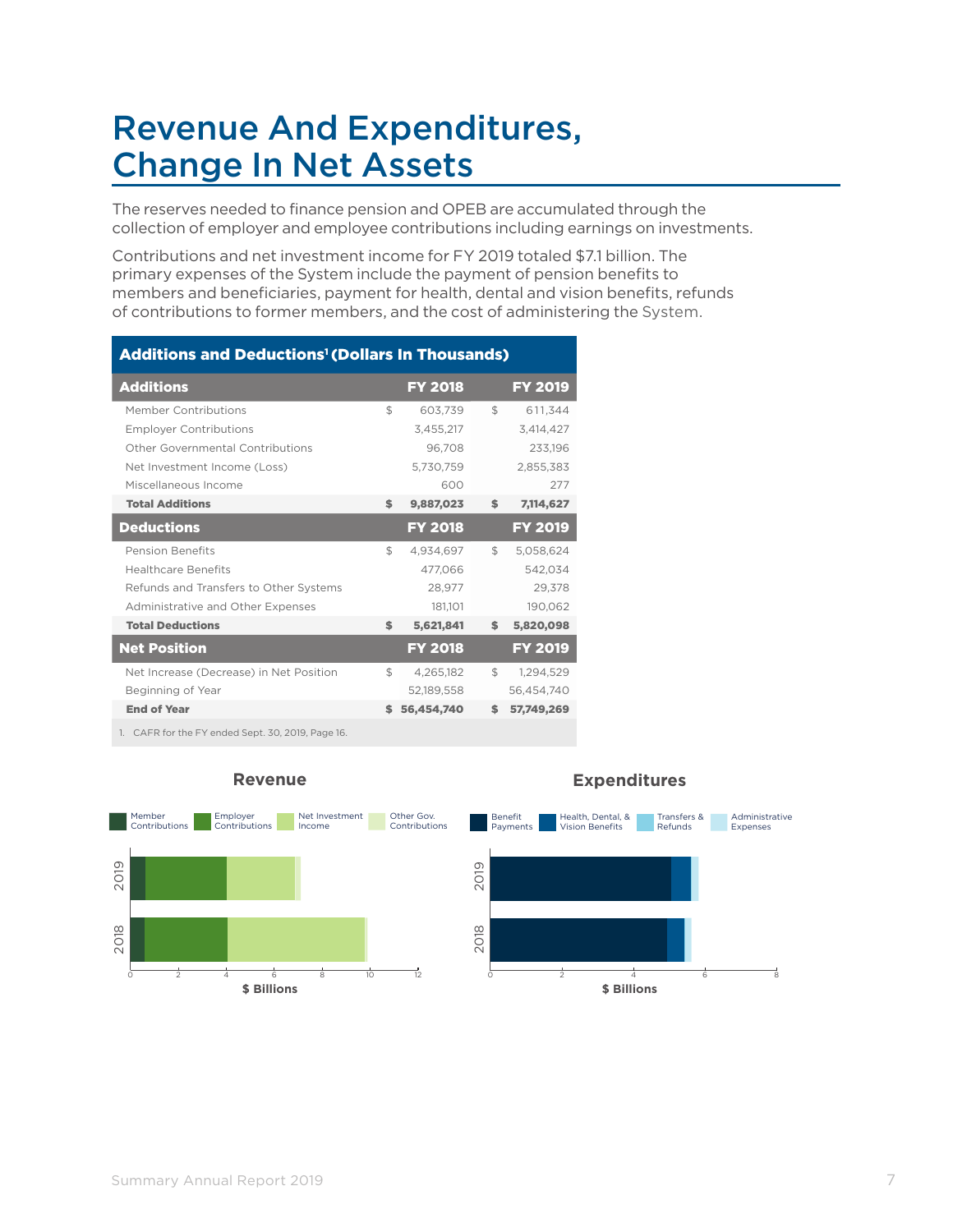# Revenue And Expenditures, Change In Net Assets

The reserves needed to finance pension and OPEB are accumulated through the collection of employer and employee contributions including earnings on investments.

Contributions and net investment income for FY 2019 totaled $7.1 billion. The primary expenses of the System include the payment of pension benefits to members and beneficiaries, payment for health, dental and vision benefits, refunds of contributions to former members, and the cost of administering the System.

**Additions and Deductions[1] (Dollars In Thousands)**

| **Additions** | **FY 2018** | **FY 2019** |
|---|---|---|
| Member Contributions | $ 603,739 | $ 611,344 |
| Employer Contributions | 3,455,217 | 3,414,427 |
| Other Governmental Contributions | 96,708 | 233,196 |
| Net Investment Income (Loss) | 5,730,759 | 2,855,383 |
| Miscellaneous Income | 600 | 277 |
| **Total Additions** | **$ 9,887,023** | **$ 7,114,627** |
| **Deductions** | **FY 2018** | **FY 2019** |
| Pension Benefits | $ 4,934,697 | $ 5,058,624 |
| Healthcare Benefits | 477,066 | 542,034 |
| Refunds and Transfers to Other Systems | 28,977 | 29,378 |
| Administrative and Other Expenses | 181,101 | 190,062 |
| **Total Deductions** | **$ 5,621,841** | **$ 5,820,098** |
| **Net Position** | **FY 2018** | **FY 2019** |
| Net Increase (Decrease) in Net Position | $ 4,265,182 | $ 1,294,529 |
| Beginning of Year | 52,189,558 | 56,454,740 |
| **End of Year** | **$ 56,454,740** | **$ 57,749,269** |

1. CAFR for the FY ended Sept. 30, 2019, Page 16.

**Revenue**

Member Contributions | Employer Contributions | Net Investment Income | Other Gov. Contributions

$ Billions

**Expenditures**

Benefit Payments | Health, Dental, & Vision Benefits | Transfers & Refunds | Administrative Expenses

$ Billions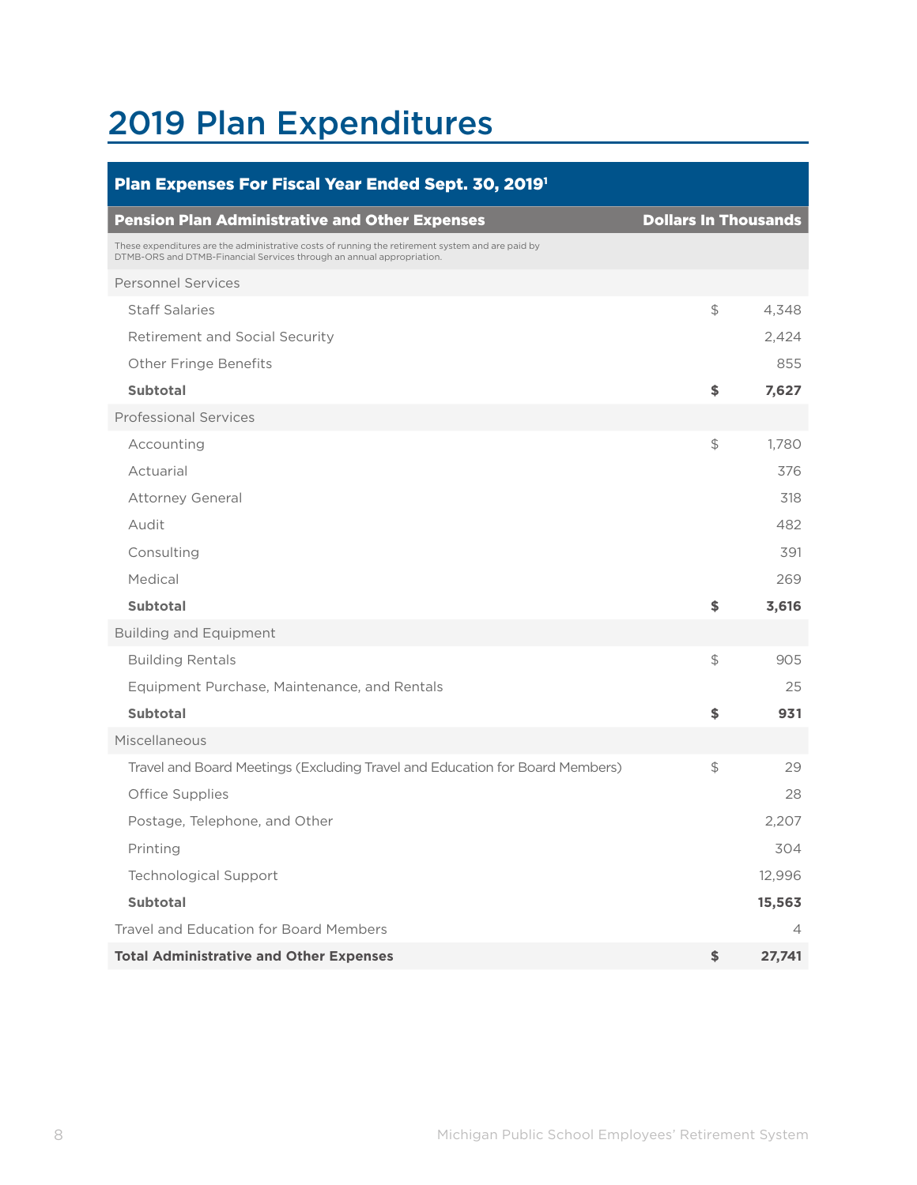# 2019 Plan Expenditures

| Plan Expenses For Fiscal Year Ended Sept. 30, 2019[1] | | |
|---|---|---|
| **Pension Plan Administrative and Other Expenses** | | **Dollars In Thousands** |
| These expenditures are the administrative costs of running the retirement system and are paid by DTMB-ORS and DTMB-Financial Services through an annual appropriation. | | |
| Personnel Services | | |
| Staff Salaries | $ | 4,348 |
| Retirement and Social Security | | 2,424 |
| Other Fringe Benefits | | 855 |
| **Subtotal** | **$** | **7,627** |
| Professional Services | | |
| Accounting | $ | 1,780 |
| Actuarial | | 376 |
| Attorney General | | 318 |
| Audit | | 482 |
| Consulting | | 391 |
| Medical | | 269 |
| **Subtotal** | **$** | **3,616** |
| Building and Equipment | | |
| Building Rentals | $ | 905 |
| Equipment Purchase, Maintenance, and Rentals | | 25 |
| **Subtotal** | **$** | **931** |
| Miscellaneous | | |
| Travel and Board Meetings (Excluding Travel and Education for Board Members) | $ | 29 |
| Office Supplies | | 28 |
| Postage, Telephone, and Other | | 2,207 |
| Printing | | 304 |
| Technological Support | | 12,996 |
| **Subtotal** | | **15,563** |
| Travel and Education for Board Members | | 4 |
| **Total Administrative and Other Expenses** | **$** | **27,741** |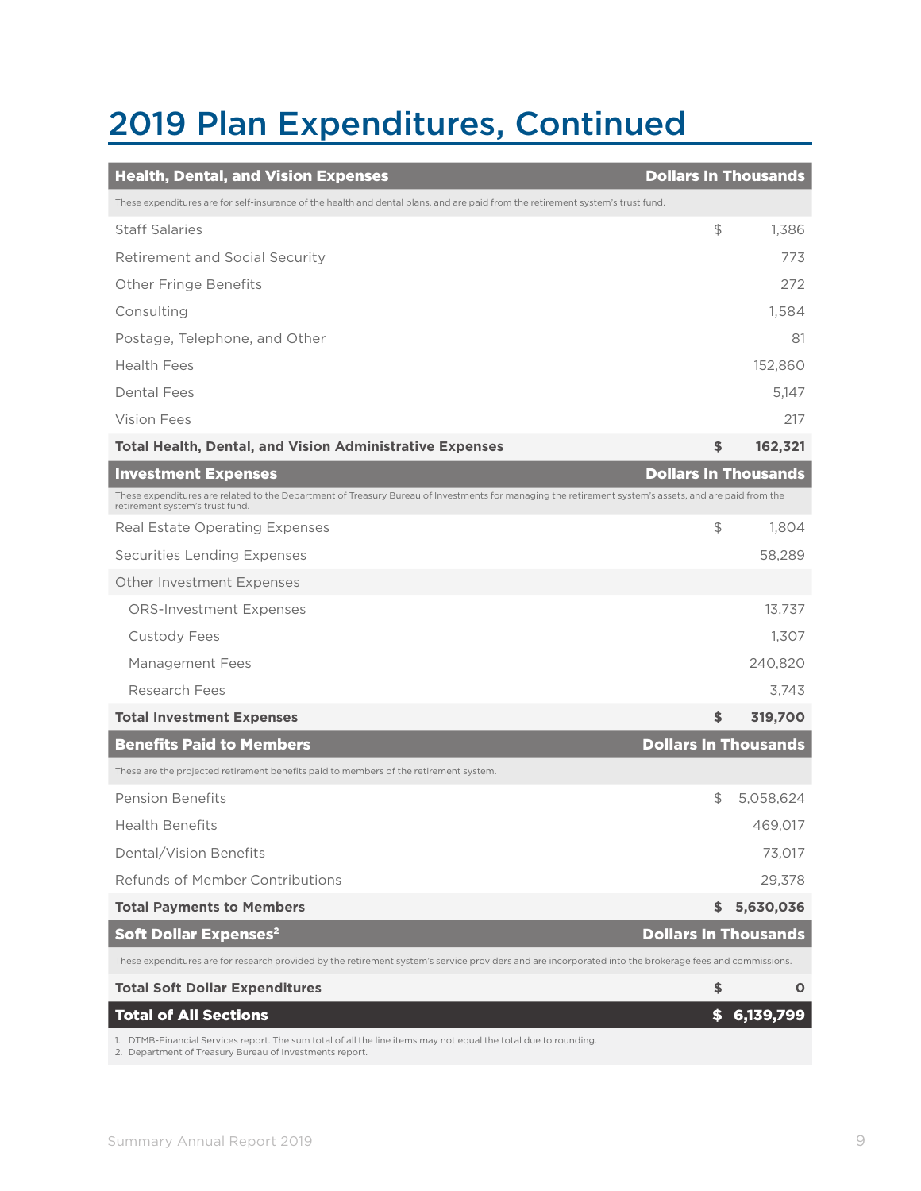# 2019 Plan Expenditures, Continued

| Health, Dental, and Vision Expenses | Dollars In Thousands |
|---|---|
| These expenditures are for self-insurance of the health and dental plans, and are paid from the retirement system's trust fund. | |
| Staff Salaries | $ 1,386 |
| Retirement and Social Security | 773 |
| Other Fringe Benefits | 272 |
| Consulting | 1,584 |
| Postage, Telephone, and Other | 81 |
| Health Fees | 152,860 |
| Dental Fees | 5,147 |
| Vision Fees | 217 |
| **Total Health, Dental, and Vision Administrative Expenses** | **$ 162,321** |

| Investment Expenses | Dollars In Thousands |
|---|---|
| These expenditures are related to the Department of Treasury Bureau of Investments for managing the retirement system's assets, and are paid from the retirement system's trust fund. | |
| Real Estate Operating Expenses | $ 1,804 |
| Securities Lending Expenses | 58,289 |
| Other Investment Expenses | |
| ORS-Investment Expenses | 13,737 |
| Custody Fees | 1,307 |
| Management Fees | 240,820 |
| Research Fees | 3,743 |
| **Total Investment Expenses** | **$ 319,700** |

| Benefits Paid to Members | Dollars In Thousands |
|---|---|
| These are the projected retirement benefits paid to members of the retirement system. | |
| Pension Benefits | $ 5,058,624 |
| Health Benefits | 469,017 |
| Dental/Vision Benefits | 73,017 |
| Refunds of Member Contributions | 29,378 |
| **Total Payments to Members** | **$ 5,630,036** |

| Soft Dollar Expenses[2] | Dollars In Thousands |
|---|---|
| These expenditures are for research provided by the retirement system's service providers and are incorporated into the brokerage fees and commissions. | |
| **Total Soft Dollar Expenditures** | **$ 0** |
| **Total of All Sections** | **$ 6,139,799** |

1. DTMB-Financial Services report. The sum total of all the line items may not equal the total due to rounding.
2. Department of Treasury Bureau of Investments report.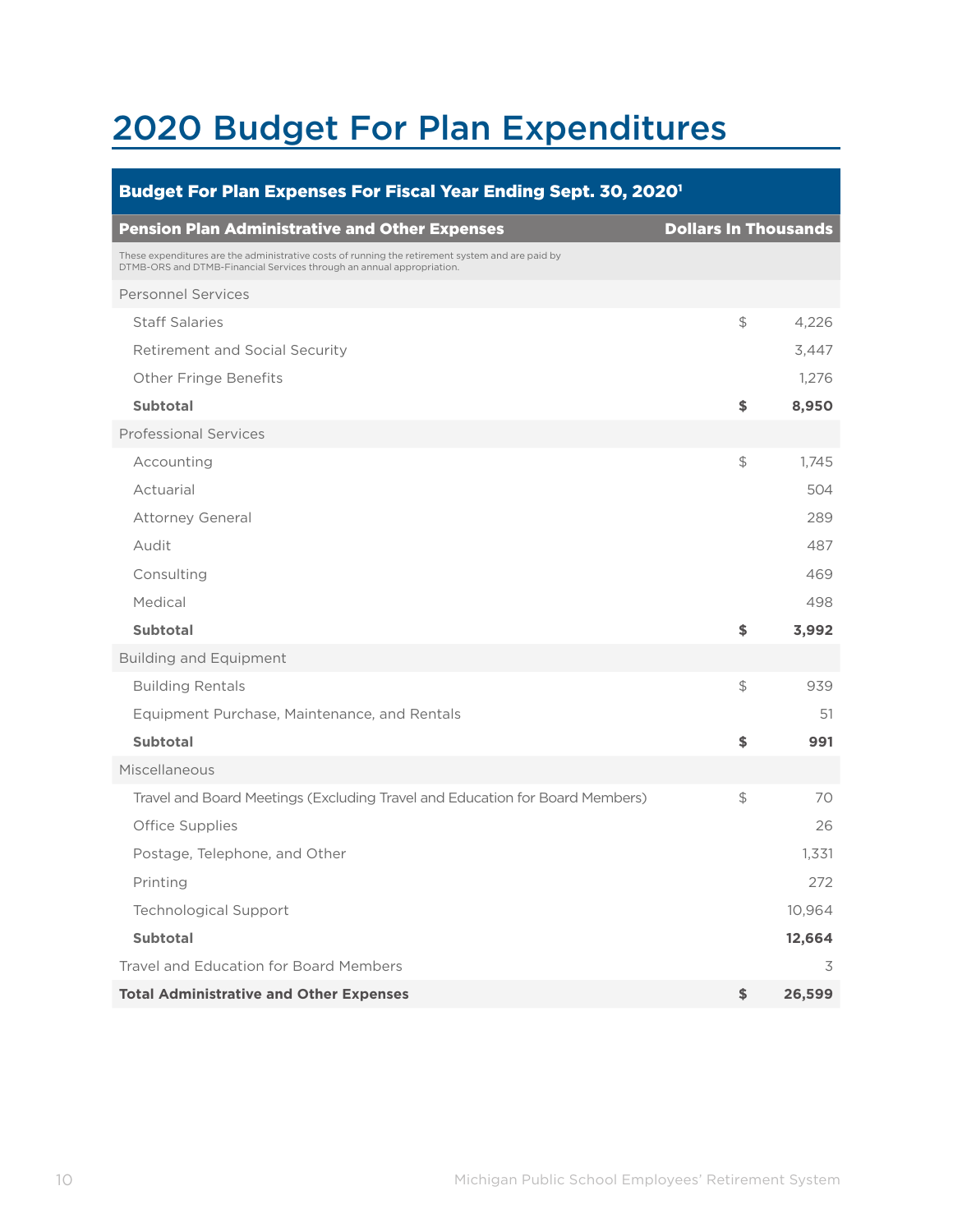# 2020 Budget For Plan Expenditures

| Budget For Plan Expenses For Fiscal Year Ending Sept. 30, 2020[1] | | |
|---|---|---|
| **Pension Plan Administrative and Other Expenses** | | **Dollars In Thousands** |
| These expenditures are the administrative costs of running the retirement system and are paid by DTMB-ORS and DTMB-Financial Services through an annual appropriation. | | |
| Personnel Services | | |
| Staff Salaries | $ | 4,226 |
| Retirement and Social Security | | 3,447 |
| Other Fringe Benefits | | 1,276 |
| **Subtotal** | **$** | **8,950** |
| Professional Services | | |
| Accounting | $ | 1,745 |
| Actuarial | | 504 |
| Attorney General | | 289 |
| Audit | | 487 |
| Consulting | | 469 |
| Medical | | 498 |
| **Subtotal** | **$** | **3,992** |
| Building and Equipment | | |
| Building Rentals | $ | 939 |
| Equipment Purchase, Maintenance, and Rentals | | 51 |
| **Subtotal** | **$** | **991** |
| Miscellaneous | | |
| Travel and Board Meetings (Excluding Travel and Education for Board Members) | $ | 70 |
| Office Supplies | | 26 |
| Postage, Telephone, and Other | | 1,331 |
| Printing | | 272 |
| Technological Support | | 10,964 |
| **Subtotal** | | **12,664** |
| Travel and Education for Board Members | | 3 |
| **Total Administrative and Other Expenses** | **$** | **26,599** |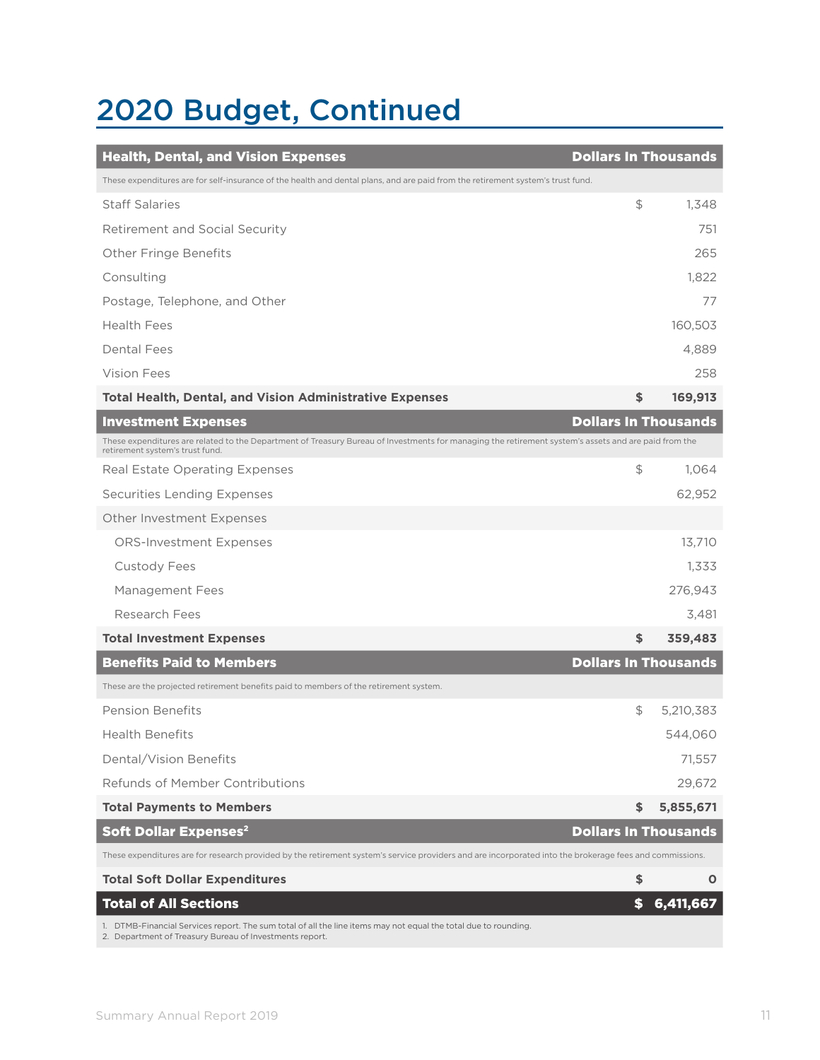# 2020 Budget, Continued

| Health, Dental, and Vision Expenses | | Dollars In Thousands |
|---|---|---|
| These expenditures are for self-insurance of the health and dental plans, and are paid from the retirement system's trust fund. | | |
| Staff Salaries | $ | 1,348 |
| Retirement and Social Security | | 751 |
| Other Fringe Benefits | | 265 |
| Consulting | | 1,822 |
| Postage, Telephone, and Other | | 77 |
| Health Fees | | 160,503 |
| Dental Fees | | 4,889 |
| Vision Fees | | 258 |
| **Total Health, Dental, and Vision Administrative Expenses** | **$** | **169,913** |

| Investment Expenses | | Dollars In Thousands |
|---|---|---|
| These expenditures are related to the Department of Treasury Bureau of Investments for managing the retirement system's assets and are paid from the retirement system's trust fund. | | |
| Real Estate Operating Expenses | $ | 1,064 |
| Securities Lending Expenses | | 62,952 |
| Other Investment Expenses | | |
| ORS-Investment Expenses | | 13,710 |
| Custody Fees | | 1,333 |
| Management Fees | | 276,943 |
| Research Fees | | 3,481 |
| **Total Investment Expenses** | **$** | **359,483** |

| Benefits Paid to Members | | Dollars In Thousands |
|---|---|---|
| These are the projected retirement benefits paid to members of the retirement system. | | |
| Pension Benefits | $ | 5,210,383 |
| Health Benefits | | 544,060 |
| Dental/Vision Benefits | | 71,557 |
| Refunds of Member Contributions | | 29,672 |
| **Total Payments to Members** | **$** | **5,855,671** |

| Soft Dollar Expenses[2] | | Dollars In Thousands |
|---|---|---|
| These expenditures are for research provided by the retirement system's service providers and are incorporated into the brokerage fees and commissions. | | |
| **Total Soft Dollar Expenditures** | **$** | **0** |
| **Total of All Sections** | **$** | **6,411,667** |

1. DTMB-Financial Services report. The sum total of all the line items may not equal the total due to rounding.
2. Department of Treasury Bureau of Investments report.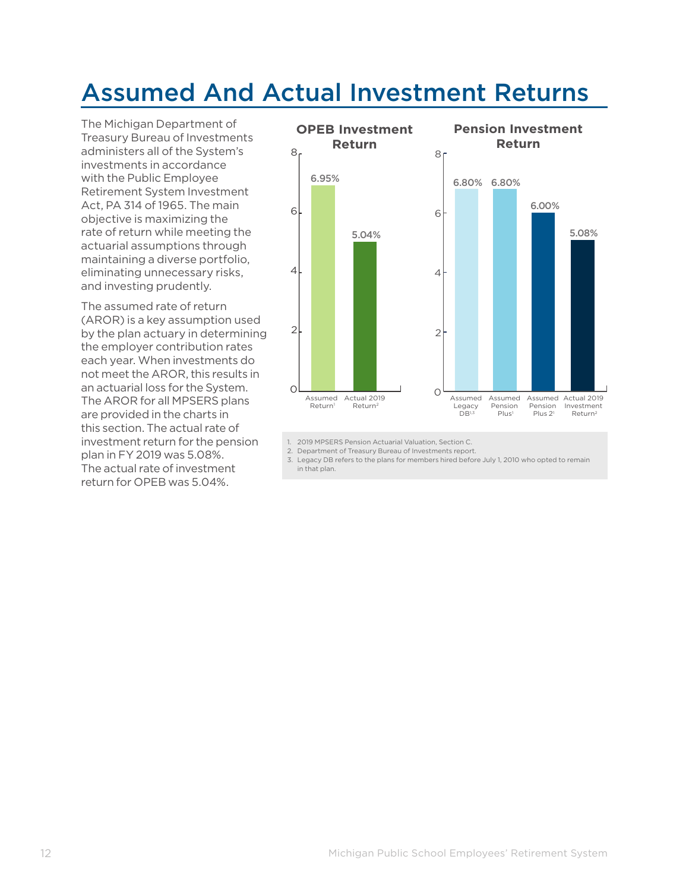# Assumed And Actual Investment Returns

The Michigan Department of Treasury Bureau of Investments administers all of the System's investments in accordance with the Public Employee Retirement System Investment Act, PA 314 of 1965. The main objective is maximizing the rate of return while meeting the actuarial assumptions through maintaining a diverse portfolio, eliminating unnecessary risks, and investing prudently.

The assumed rate of return (AROR) is a key assumption used by the plan actuary in determining the employer contribution rates each year. When investments do not meet the AROR, this results in an actuarial loss for the System. The AROR for all MPSERS plans are provided in the charts in this section. The actual rate of investment return for the pension plan in FY 2019 was 5.08%. The actual rate of investment return for OPEB was 5.04%.

**OPEB Investment Return**

| Category | Return |
|---|---|
| Assumed Return[1] | 6.95% |
| Actual 2019 Return[2] | 5.04% |

**Pension Investment Return**

| Category | Return |
|---|---|
| Assumed Legacy DB[1,3] | 6.80% |
| Assumed Pension Plus[1] | 6.80% |
| Assumed Pension Plus 2[1] | 6.00% |
| Actual 2019 Investment Return[2] | 5.08% |

1. 2019 MPSERS Pension Actuarial Valuation, Section C.
2. Department of Treasury Bureau of Investments report.
3. Legacy DB refers to the plans for members hired before July 1, 2010 who opted to remain in that plan.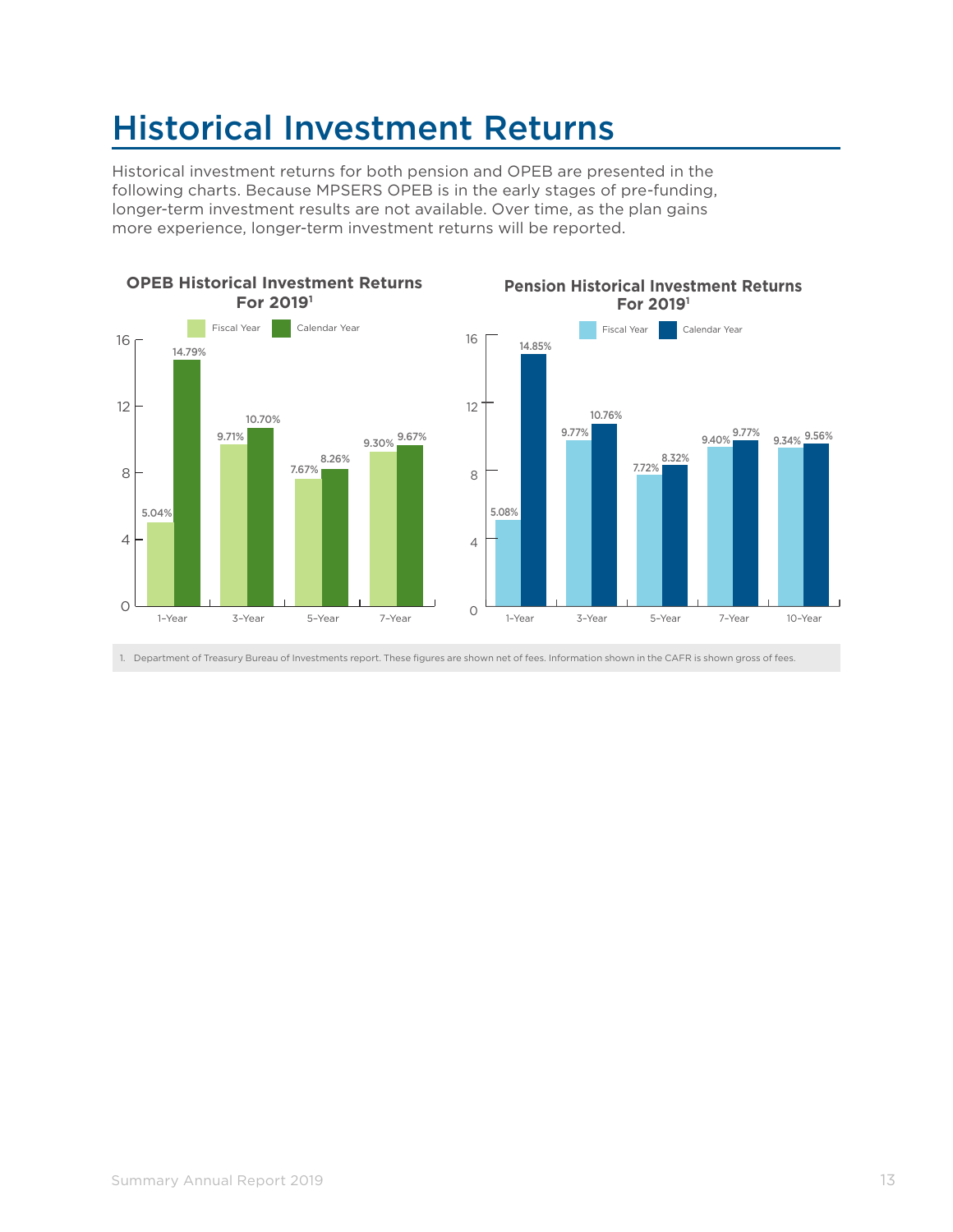# Historical Investment Returns

Historical investment returns for both pension and OPEB are presented in the following charts. Because MPSERS OPEB is in the early stages of pre-funding, longer-term investment results are not available. Over time, as the plan gains more experience, longer-term investment returns will be reported.

**OPEB Historical Investment Returns For 2019[1]**

| | Fiscal Year | Calendar Year |
|---|---|---|
| 1-Year | 5.04% | 14.79% |
| 3-Year | 9.71% | 10.70% |
| 5-Year | 7.67% | 8.26% |
| 7-Year | 9.30% | 9.67% |

**Pension Historical Investment Returns For 2019[1]**

| | Fiscal Year | Calendar Year |
|---|---|---|
| 1-Year | 5.08% | 14.85% |
| 3-Year | 9.77% | 10.76% |
| 5-Year | 7.72% | 8.32% |
| 7-Year | 9.40% | 9.77% |
| 10-Year | 9.34% | 9.56% |

1. Department of Treasury Bureau of Investments report. These figures are shown net of fees. Information shown in the CAFR is shown gross of fees.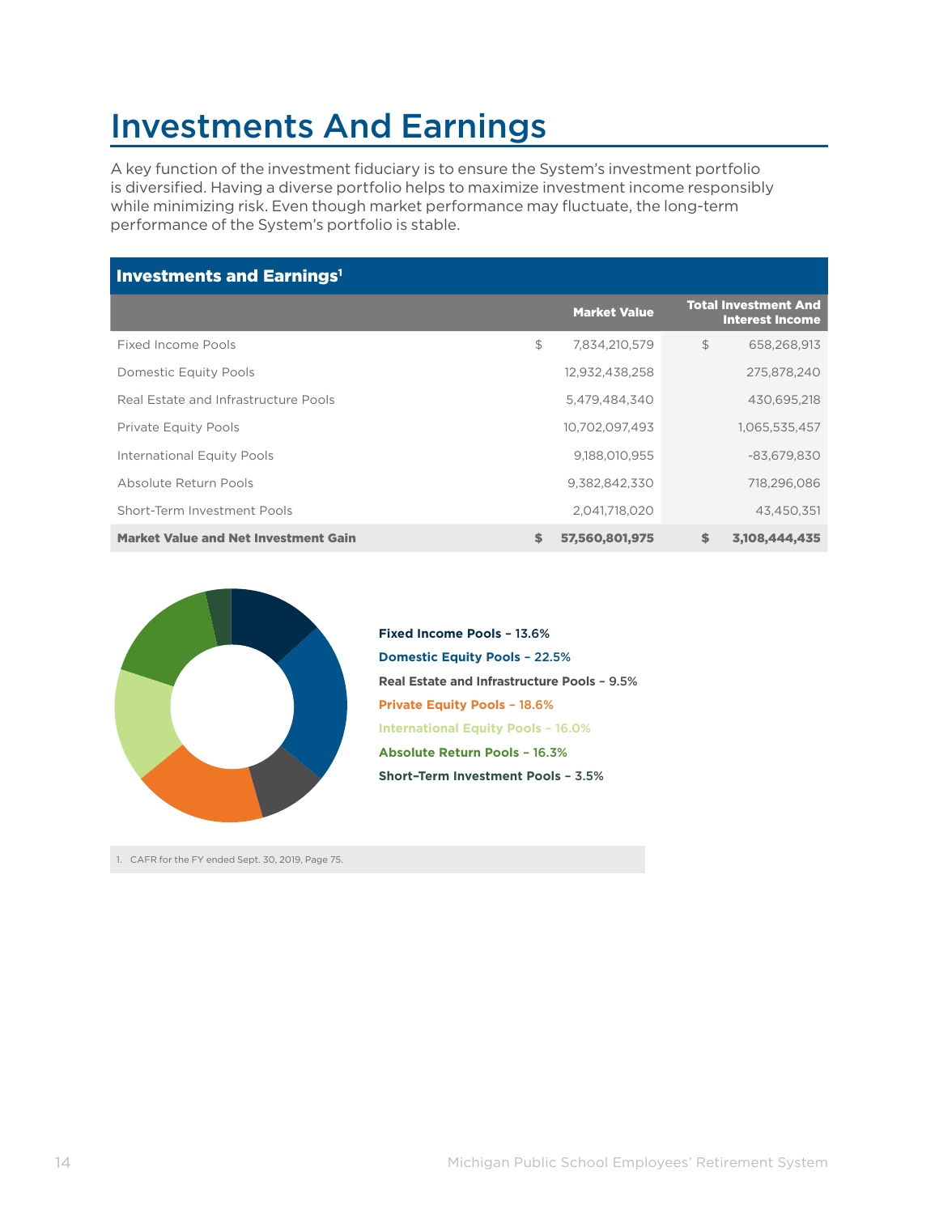# Investments And Earnings

A key function of the investment fiduciary is to ensure the System's investment portfolio is diversified. Having a diverse portfolio helps to maximize investment income responsibly while minimizing risk. Even though market performance may fluctuate, the long-term performance of the System's portfolio is stable.

**Investments and Earnings**[1]

| | Market Value | Total Investment And Interest Income |
|---|---|---|
| Fixed Income Pools | $ 7,834,210,579 | $ 658,268,913 |
| Domestic Equity Pools | 12,932,438,258 | 275,878,240 |
| Real Estate and Infrastructure Pools | 5,479,484,340 | 430,695,218 |
| Private Equity Pools | 10,702,097,493 | 1,065,535,457 |
| International Equity Pools | 9,188,010,955 | -83,679,830 |
| Absolute Return Pools | 9,382,842,330 | 718,296,086 |
| Short-Term Investment Pools | 2,041,718,020 | 43,450,351 |
| **Market Value and Net Investment Gain** | **$ 57,560,801,975** | **$ 3,108,444,435** |

**Fixed Income Pools – 13.6%**
**Domestic Equity Pools – 22.5%**
**Real Estate and Infrastructure Pools – 9.5%**
**Private Equity Pools – 18.6%**
**International Equity Pools – 16.0%**
**Absolute Return Pools – 16.3%**
**Short-Term Investment Pools – 3.5%**

1. CAFR for the FY ended Sept. 30, 2019, Page 75.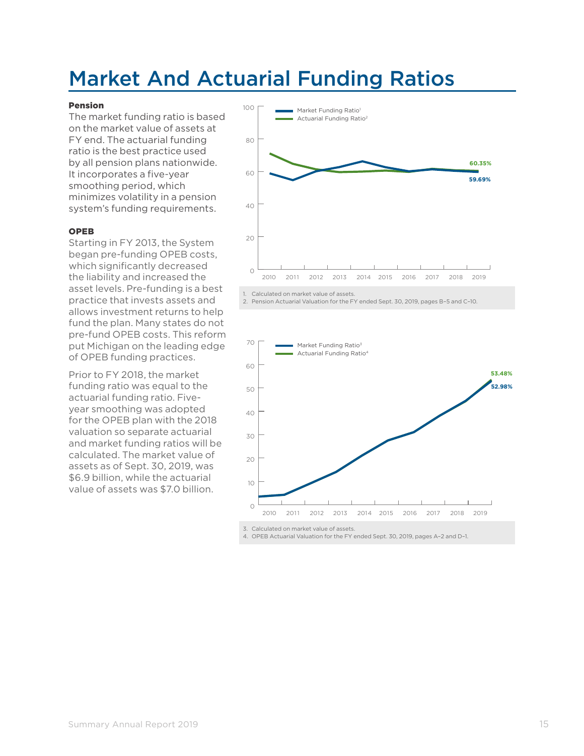# Market And Actuarial Funding Ratios

**Pension**

The market funding ratio is based on the market value of assets at FY end. The actuarial funding ratio is the best practice used by all pension plans nationwide. It incorporates a five-year smoothing period, which minimizes volatility in a pension system's funding requirements.

**OPEB**

Starting in FY 2013, the System began pre-funding OPEB costs, which significantly decreased the liability and increased the asset levels. Pre-funding is a best practice that invests assets and allows investment returns to help fund the plan. Many states do not pre-fund OPEB costs. This reform put Michigan on the leading edge of OPEB funding practices.

Prior to FY 2018, the market funding ratio was equal to the actuarial funding ratio. Five-year smoothing was adopted for the OPEB plan with the 2018 valuation so separate actuarial and market funding ratios will be calculated. The market value of assets as of Sept. 30, 2019, was \$6.9 billion, while the actuarial value of assets was \$7.0 billion.

Market Funding Ratio[1]
Actuarial Funding Ratio[2]

60.35%
59.69%

1. Calculated on market value of assets.
2. Pension Actuarial Valuation for the FY ended Sept. 30, 2019, pages B–5 and C–10.

Market Funding Ratio[3]
Actuarial Funding Ratio[4]

53.48%
52.98%

3. Calculated on market value of assets.
4. OPEB Actuarial Valuation for the FY ended Sept. 30, 2019, pages A–2 and D–1.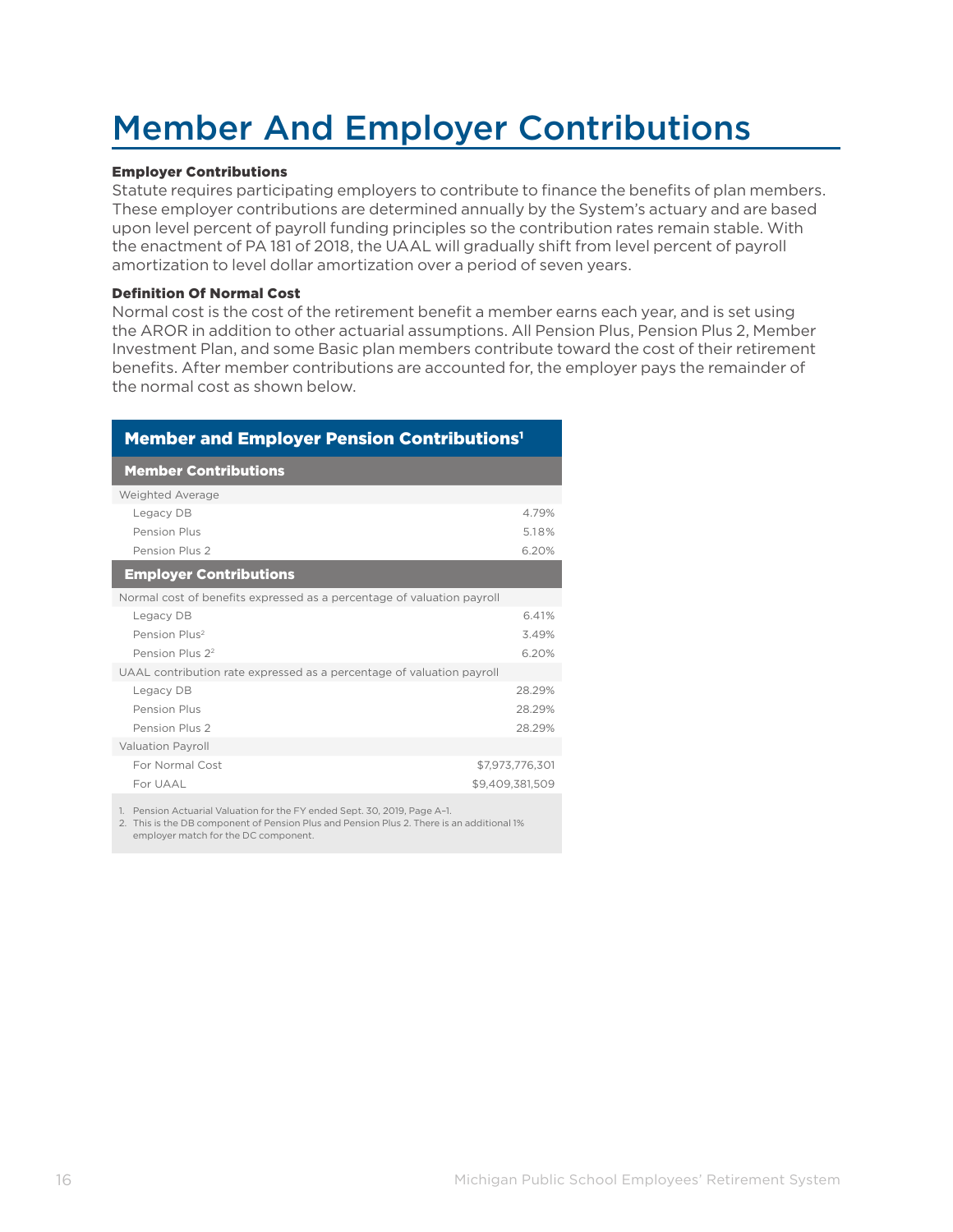# Member And Employer Contributions

**Employer Contributions**

Statute requires participating employers to contribute to finance the benefits of plan members. These employer contributions are determined annually by the System's actuary and are based upon level percent of payroll funding principles so the contribution rates remain stable. With the enactment of PA 181 of 2018, the UAAL will gradually shift from level percent of payroll amortization to level dollar amortization over a period of seven years.

**Definition Of Normal Cost**

Normal cost is the cost of the retirement benefit a member earns each year, and is set using the AROR in addition to other actuarial assumptions. All Pension Plus, Pension Plus 2, Member Investment Plan, and some Basic plan members contribute toward the cost of their retirement benefits. After member contributions are accounted for, the employer pays the remainder of the normal cost as shown below.

| Member and Employer Pension Contributions[1] | |
|---|---|
| **Member Contributions** | |
| Weighted Average | |
| Legacy DB | 4.79% |
| Pension Plus | 5.18% |
| Pension Plus 2 | 6.20% |
| **Employer Contributions** | |
| Normal cost of benefits expressed as a percentage of valuation payroll | |
| Legacy DB | 6.41% |
| Pension Plus[2] | 3.49% |
| Pension Plus 2[2] | 6.20% |
| UAAL contribution rate expressed as a percentage of valuation payroll | |
| Legacy DB | 28.29% |
| Pension Plus | 28.29% |
| Pension Plus 2 | 28.29% |
| Valuation Payroll | |
| For Normal Cost | $7,973,776,301 |
| For UAAL | $9,409,381,509 |

1. Pension Actuarial Valuation for the FY ended Sept. 30, 2019, Page A–1.
2. This is the DB component of Pension Plus and Pension Plus 2. There is an additional 1% employer match for the DC component.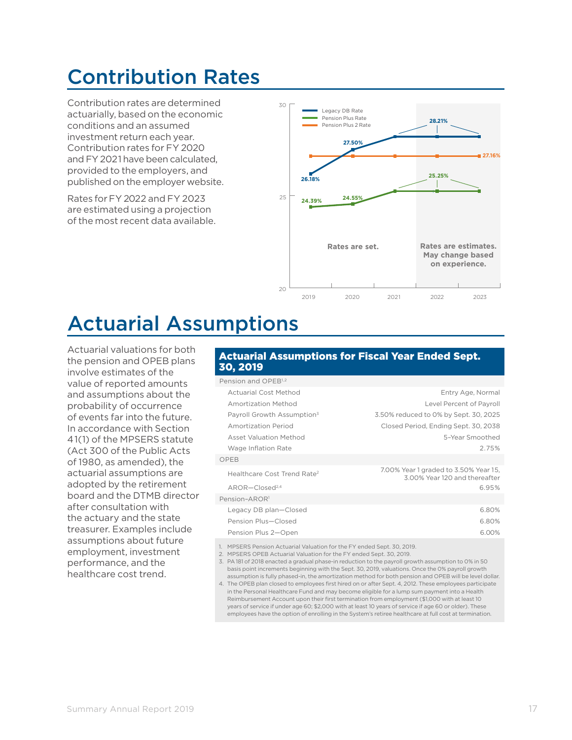# Contribution Rates

Contribution rates are determined actuarially, based on the economic conditions and an assumed investment return each year. Contribution rates for FY 2020 and FY 2021 have been calculated, provided to the employers, and published on the employer website.

Rates for FY 2022 and FY 2023 are estimated using a projection of the most recent data available.

| Fiscal Year | Legacy DB Rate | Pension Plus Rate | Pension Plus 2 Rate |
|---|---|---|---|
| 2019 | 26.18% | 24.39% | 27.16% |
| 2020 | 27.50% | 24.55% | 27.16% |
| 2021 | 28.21% | 25.25% | 27.16% |
| 2022 | 28.21% | 25.25% | 27.16% |
| 2023 | 28.21% | 25.25% | 27.16% |

Rates are set. (2019–2021)

Rates are estimates. May change based on experience. (2022–2023)

# Actuarial Assumptions

Actuarial valuations for both the pension and OPEB plans involve estimates of the value of reported amounts and assumptions about the probability of occurrence of events far into the future. In accordance with Section 41(1) of the MPSERS statute (Act 300 of the Public Acts of 1980, as amended), the actuarial assumptions are adopted by the retirement board and the DTMB director after consultation with the actuary and the state treasurer. Examples include assumptions about future employment, investment performance, and the healthcare cost trend.

**Actuarial Assumptions for Fiscal Year Ended Sept. 30, 2019**

| | |
|---|---|
| **Pension and OPEB[1,2]** | |
| Actuarial Cost Method | Entry Age, Normal |
| Amortization Method | Level Percent of Payroll |
| Payroll Growth Assumption[3] | 3.50% reduced to 0% by Sept. 30, 2025 |
| Amortization Period | Closed Period, Ending Sept. 30, 2038 |
| Asset Valuation Method | 5-Year Smoothed |
| Wage Inflation Rate | 2.75% |
| **OPEB** | |
| Healthcare Cost Trend Rate[2] | 7.00% Year 1 graded to 3.50% Year 15, 3.00% Year 120 and thereafter |
| AROR—Closed[2,4] | 6.95% |
| **Pension-AROR[1]** | |
| Legacy DB plan—Closed | 6.80% |
| Pension Plus—Closed | 6.80% |
| Pension Plus 2—Open | 6.00% |

1. MPSERS Pension Actuarial Valuation for the FY ended Sept. 30, 2019.
2. MPSERS OPEB Actuarial Valuation for the FY ended Sept. 30, 2019.
3. PA 181 of 2018 enacted a gradual phase-in reduction to the payroll growth assumption to 0% in 50 basis point increments beginning with the Sept. 30, 2019, valuations. Once the 0% payroll growth assumption is fully phased-in, the amortization method for both pension and OPEB will be level dollar.
4. The OPEB plan closed to employees first hired on or after Sept. 4, 2012. These employees participate in the Personal Healthcare Fund and may become eligible for a lump sum payment into a Health Reimbursement Account upon their first termination from employment ($1,000 with at least 10 years of service if under age 60; $2,000 with at least 10 years of service if age 60 or older). These employees have the option of enrolling in the System's retiree healthcare at full cost at termination.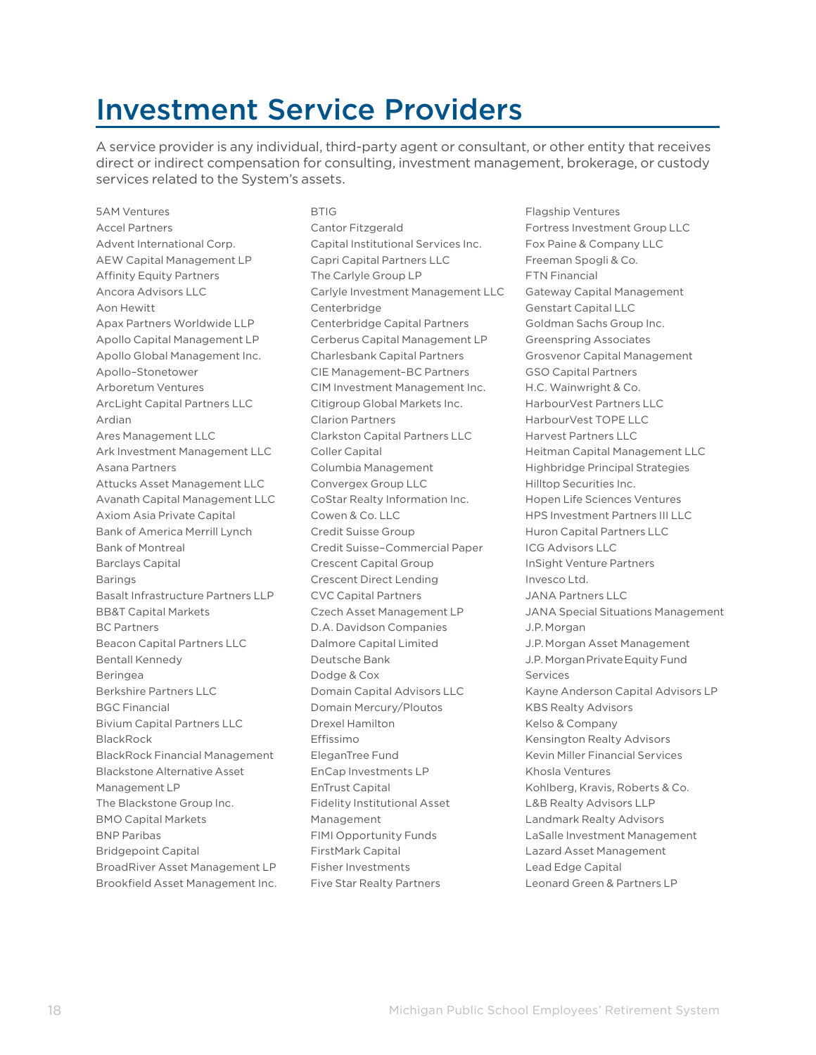# Investment Service Providers

A service provider is any individual, third-party agent or consultant, or other entity that receives direct or indirect compensation for consulting, investment management, brokerage, or custody services related to the System's assets.

5AM Ventures
Accel Partners
Advent International Corp.
AEW Capital Management LP
Affinity Equity Partners
Ancora Advisors LLC
Aon Hewitt
Apax Partners Worldwide LLP
Apollo Capital Management LP
Apollo Global Management Inc.
Apollo–Stonetower
Arboretum Ventures
ArcLight Capital Partners LLC
Ardian
Ares Management LLC
Ark Investment Management LLC
Asana Partners
Attucks Asset Management LLC
Avanath Capital Management LLC
Axiom Asia Private Capital
Bank of America Merrill Lynch
Bank of Montreal
Barclays Capital
Barings
Basalt Infrastructure Partners LLP
BB&T Capital Markets
BC Partners
Beacon Capital Partners LLC
Bentall Kennedy
Beringea
Berkshire Partners LLC
BGC Financial
Bivium Capital Partners LLC
BlackRock
BlackRock Financial Management
Blackstone Alternative Asset Management LP
The Blackstone Group Inc.
BMO Capital Markets
BNP Paribas
Bridgepoint Capital
BroadRiver Asset Management LP
Brookfield Asset Management Inc.
BTIG
Cantor Fitzgerald
Capital Institutional Services Inc.
Capri Capital Partners LLC
The Carlyle Group LP
Carlyle Investment Management LLC
Centerbridge
Centerbridge Capital Partners
Cerberus Capital Management LP
Charlesbank Capital Partners
CIE Management–BC Partners
CIM Investment Management Inc.
Citigroup Global Markets Inc.
Clarion Partners
Clarkston Capital Partners LLC
Coller Capital
Columbia Management
Convergex Group LLC
CoStar Realty Information Inc.
Cowen & Co. LLC
Credit Suisse Group
Credit Suisse–Commercial Paper
Crescent Capital Group
Crescent Direct Lending
CVC Capital Partners
Czech Asset Management LP
D.A. Davidson Companies
Dalmore Capital Limited
Deutsche Bank
Dodge & Cox
Domain Capital Advisors LLC
Domain Mercury/Ploutos
Drexel Hamilton
Effissimo
EleganTree Fund
EnCap Investments LP
EnTrust Capital
Fidelity Institutional Asset Management
FIMI Opportunity Funds
FirstMark Capital
Fisher Investments
Five Star Realty Partners
Flagship Ventures
Fortress Investment Group LLC
Fox Paine & Company LLC
Freeman Spogli & Co.
FTN Financial
Gateway Capital Management
Genstart Capital LLC
Goldman Sachs Group Inc.
Greenspring Associates
Grosvenor Capital Management
GSO Capital Partners
H.C. Wainwright & Co.
HarbourVest Partners LLC
HarbourVest TOPE LLC
Harvest Partners LLC
Heitman Capital Management LLC
Highbridge Principal Strategies
Hilltop Securities Inc.
Hopen Life Sciences Ventures
HPS Investment Partners III LLC
Huron Capital Partners LLC
ICG Advisors LLC
InSight Venture Partners
Invesco Ltd.
JANA Partners LLC
JANA Special Situations Management
J.P. Morgan
J.P. Morgan Asset Management
J.P. Morgan Private Equity Fund Services
Kayne Anderson Capital Advisors LP
KBS Realty Advisors
Kelso & Company
Kensington Realty Advisors
Kevin Miller Financial Services
Khosla Ventures
Kohlberg, Kravis, Roberts & Co.
L&B Realty Advisors LLP
Landmark Realty Advisors
LaSalle Investment Management
Lazard Asset Management
Lead Edge Capital
Leonard Green & Partners LP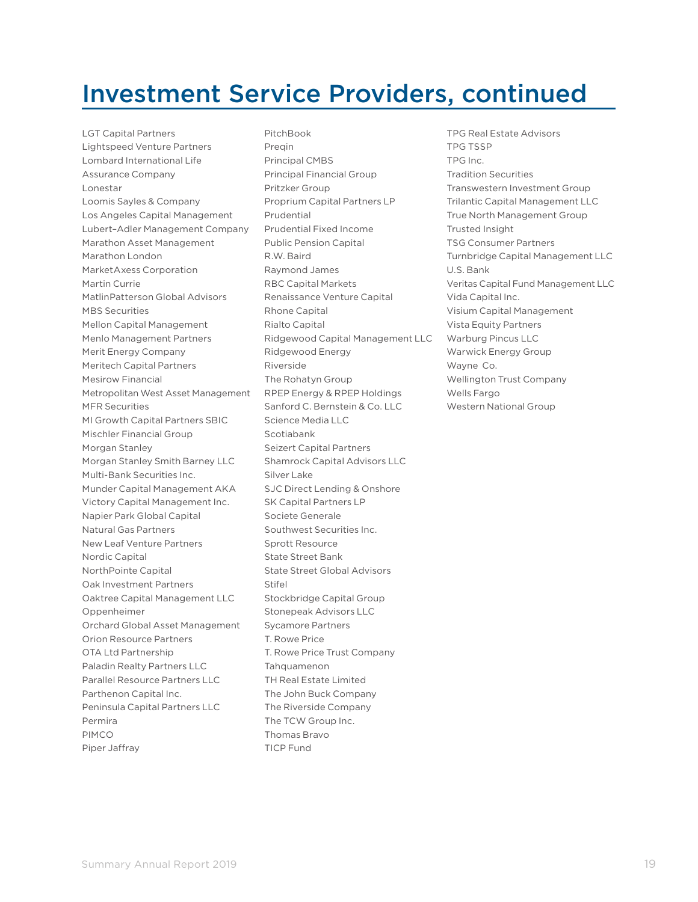# Investment Service Providers, continued

LGT Capital Partners
Lightspeed Venture Partners
Lombard International Life Assurance Company
Lonestar
Loomis Sayles & Company
Los Angeles Capital Management
Lubert–Adler Management Company
Marathon Asset Management
Marathon London
MarketAxess Corporation
Martin Currie
MatlinPatterson Global Advisors
MBS Securities
Mellon Capital Management
Menlo Management Partners
Merit Energy Company
Meritech Capital Partners
Mesirow Financial
Metropolitan West Asset Management
MFR Securities
MI Growth Capital Partners SBIC
Mischler Financial Group
Morgan Stanley
Morgan Stanley Smith Barney LLC
Multi-Bank Securities Inc.
Munder Capital Management AKA Victory Capital Management Inc.
Napier Park Global Capital
Natural Gas Partners
New Leaf Venture Partners
Nordic Capital
NorthPointe Capital
Oak Investment Partners
Oaktree Capital Management LLC
Oppenheimer
Orchard Global Asset Management
Orion Resource Partners
OTA Ltd Partnership
Paladin Realty Partners LLC
Parallel Resource Partners LLC
Parthenon Capital Inc.
Peninsula Capital Partners LLC
Permira
PIMCO
Piper Jaffray
PitchBook
Preqin
Principal CMBS
Principal Financial Group
Pritzker Group
Proprium Capital Partners LP
Prudential
Prudential Fixed Income
Public Pension Capital
R.W. Baird
Raymond James
RBC Capital Markets
Renaissance Venture Capital
Rhone Capital
Rialto Capital
Ridgewood Capital Management LLC
Ridgewood Energy
Riverside
The Rohatyn Group
RPEP Energy & RPEP Holdings
Sanford C. Bernstein & Co. LLC
Science Media LLC
Scotiabank
Seizert Capital Partners
Shamrock Capital Advisors LLC
Silver Lake
SJC Direct Lending & Onshore
SK Capital Partners LP
Societe Generale
Southwest Securities Inc.
Sprott Resource
State Street Bank
State Street Global Advisors
Stifel
Stockbridge Capital Group
Stonepeak Advisors LLC
Sycamore Partners
T. Rowe Price
T. Rowe Price Trust Company
Tahquamenon
TH Real Estate Limited
The John Buck Company
The Riverside Company
The TCW Group Inc.
Thomas Bravo
TICP Fund
TPG Real Estate Advisors
TPG TSSP
TPG Inc.
Tradition Securities
Transwestern Investment Group
Trilantic Capital Management LLC
True North Management Group
Trusted Insight
TSG Consumer Partners
Turnbridge Capital Management LLC
U.S. Bank
Veritas Capital Fund Management LLC
Vida Capital Inc.
Visium Capital Management
Vista Equity Partners
Warburg Pincus LLC
Warwick Energy Group
Wayne Co.
Wellington Trust Company
Wells Fargo
Western National Group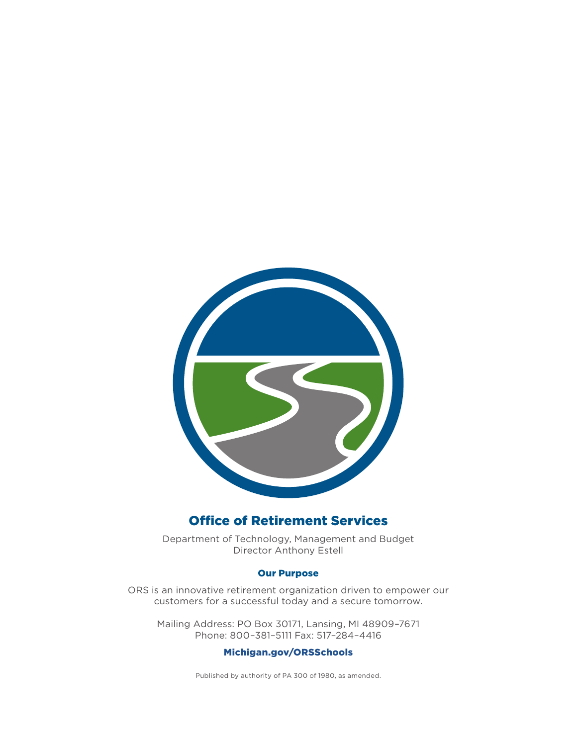## Office of Retirement Services

Department of Technology, Management and Budget
Director Anthony Estell

### Our Purpose

ORS is an innovative retirement organization driven to empower our customers for a successful today and a secure tomorrow.

Mailing Address: PO Box 30171, Lansing, MI 48909–7671
Phone: 800–381–5111 Fax: 517–284–4416

**Michigan.gov/ORSSchools**

Published by authority of PA 300 of 1980, as amended.